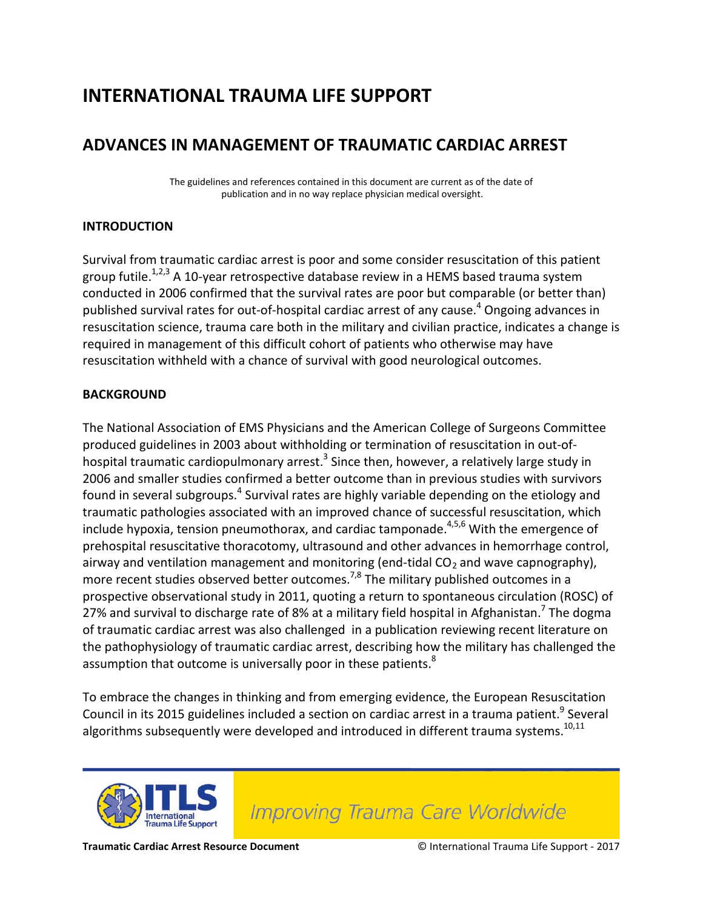# INTERNATIONAL TRAUMA LIFE SUPPORT

## ADVANCES IN MANAGEMENT OF TRAUMATIC CARDIAC ARREST

The guidelines and references contained in this document are current as of the date of publication and in no way replace physician medical oversight.

### INTRODUCTION

Survival from traumatic cardiac arrest is poor and some consider resuscitation of this patient group futile.[1,2,3] A 10-year retrospective database review in a HEMS based trauma system conducted in 2006 confirmed that the survival rates are poor but comparable (or better than) published survival rates for out-of-hospital cardiac arrest of any cause.[4] Ongoing advances in resuscitation science, trauma care both in the military and civilian practice, indicates a change is required in management of this difficult cohort of patients who otherwise may have resuscitation withheld with a chance of survival with good neurological outcomes.

### BACKGROUND

The National Association of EMS Physicians and the American College of Surgeons Committee produced guidelines in 2003 about withholding or termination of resuscitation in out-of-hospital traumatic cardiopulmonary arrest.[3] Since then, however, a relatively large study in 2006 and smaller studies confirmed a better outcome than in previous studies with survivors found in several subgroups.[4] Survival rates are highly variable depending on the etiology and traumatic pathologies associated with an improved chance of successful resuscitation, which include hypoxia, tension pneumothorax, and cardiac tamponade.[4,5,6] With the emergence of prehospital resuscitative thoracotomy, ultrasound and other advances in hemorrhage control, airway and ventilation management and monitoring (end-tidal $CO_2$ and wave capnography), more recent studies observed better outcomes.[7,8] The military published outcomes in a prospective observational study in 2011, quoting a return to spontaneous circulation (ROSC) of 27% and survival to discharge rate of 8% at a military field hospital in Afghanistan.[7] The dogma of traumatic cardiac arrest was also challenged in a publication reviewing recent literature on the pathophysiology of traumatic cardiac arrest, describing how the military has challenged the assumption that outcome is universally poor in these patients.[8]

To embrace the changes in thinking and from emerging evidence, the European Resuscitation Council in its 2015 guidelines included a section on cardiac arrest in a trauma patient.[9] Several algorithms subsequently were developed and introduced in different trauma systems.[10,11]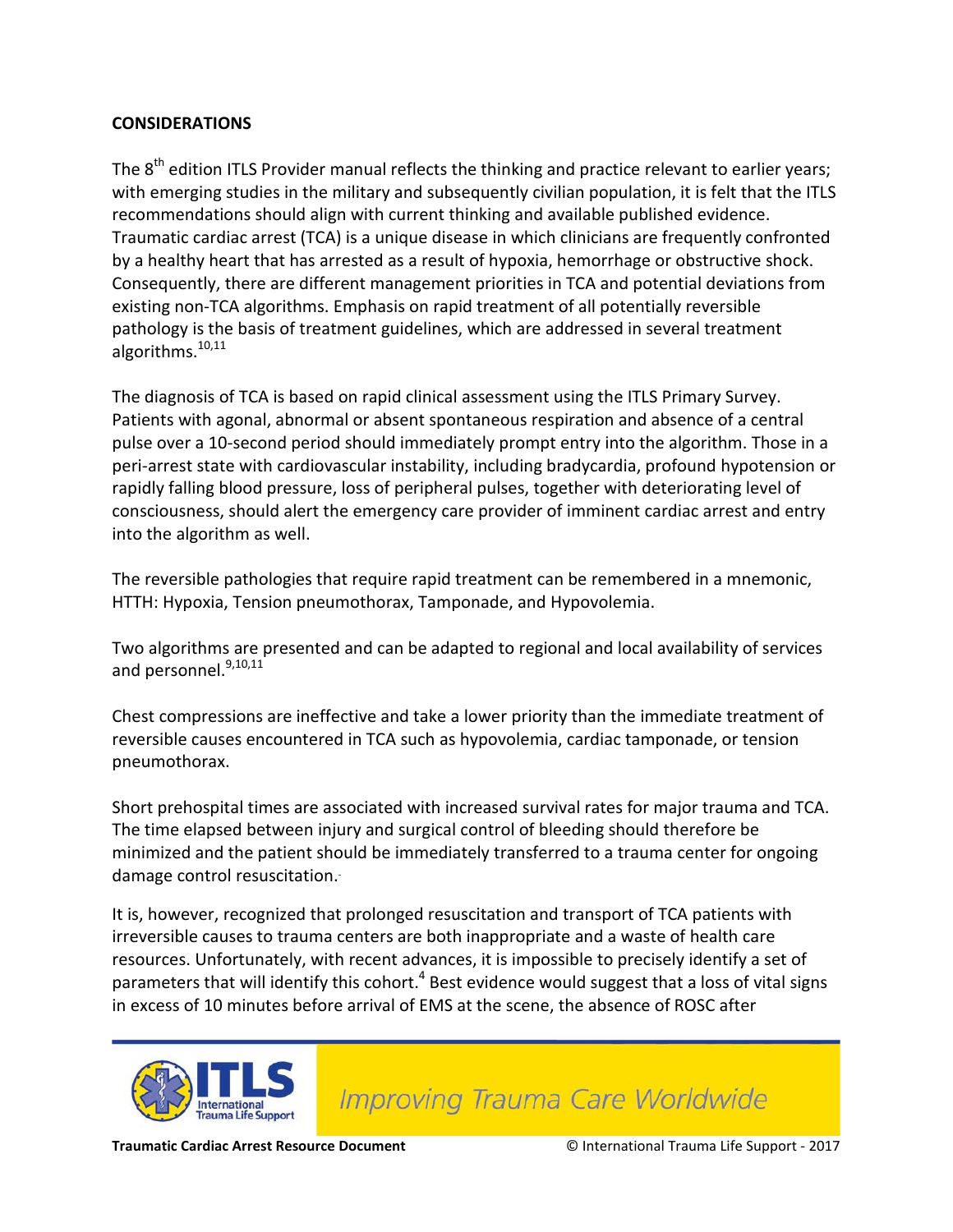**CONSIDERATIONS**

The 8th edition ITLS Provider manual reflects the thinking and practice relevant to earlier years; with emerging studies in the military and subsequently civilian population, it is felt that the ITLS recommendations should align with current thinking and available published evidence. Traumatic cardiac arrest (TCA) is a unique disease in which clinicians are frequently confronted by a healthy heart that has arrested as a result of hypoxia, hemorrhage or obstructive shock. Consequently, there are different management priorities in TCA and potential deviations from existing non-TCA algorithms. Emphasis on rapid treatment of all potentially reversible pathology is the basis of treatment guidelines, which are addressed in several treatment algorithms.[10,11]

The diagnosis of TCA is based on rapid clinical assessment using the ITLS Primary Survey. Patients with agonal, abnormal or absent spontaneous respiration and absence of a central pulse over a 10-second period should immediately prompt entry into the algorithm. Those in a peri-arrest state with cardiovascular instability, including bradycardia, profound hypotension or rapidly falling blood pressure, loss of peripheral pulses, together with deteriorating level of consciousness, should alert the emergency care provider of imminent cardiac arrest and entry into the algorithm as well.

The reversible pathologies that require rapid treatment can be remembered in a mnemonic, HTTH: Hypoxia, Tension pneumothorax, Tamponade, and Hypovolemia.

Two algorithms are presented and can be adapted to regional and local availability of services and personnel.[9,10,11]

Chest compressions are ineffective and take a lower priority than the immediate treatment of reversible causes encountered in TCA such as hypovolemia, cardiac tamponade, or tension pneumothorax.

Short prehospital times are associated with increased survival rates for major trauma and TCA. The time elapsed between injury and surgical control of bleeding should therefore be minimized and the patient should be immediately transferred to a trauma center for ongoing damage control resuscitation.

It is, however, recognized that prolonged resuscitation and transport of TCA patients with irreversible causes to trauma centers are both inappropriate and a waste of health care resources. Unfortunately, with recent advances, it is impossible to precisely identify a set of parameters that will identify this cohort.[4] Best evidence would suggest that a loss of vital signs in excess of 10 minutes before arrival of EMS at the scene, the absence of ROSC after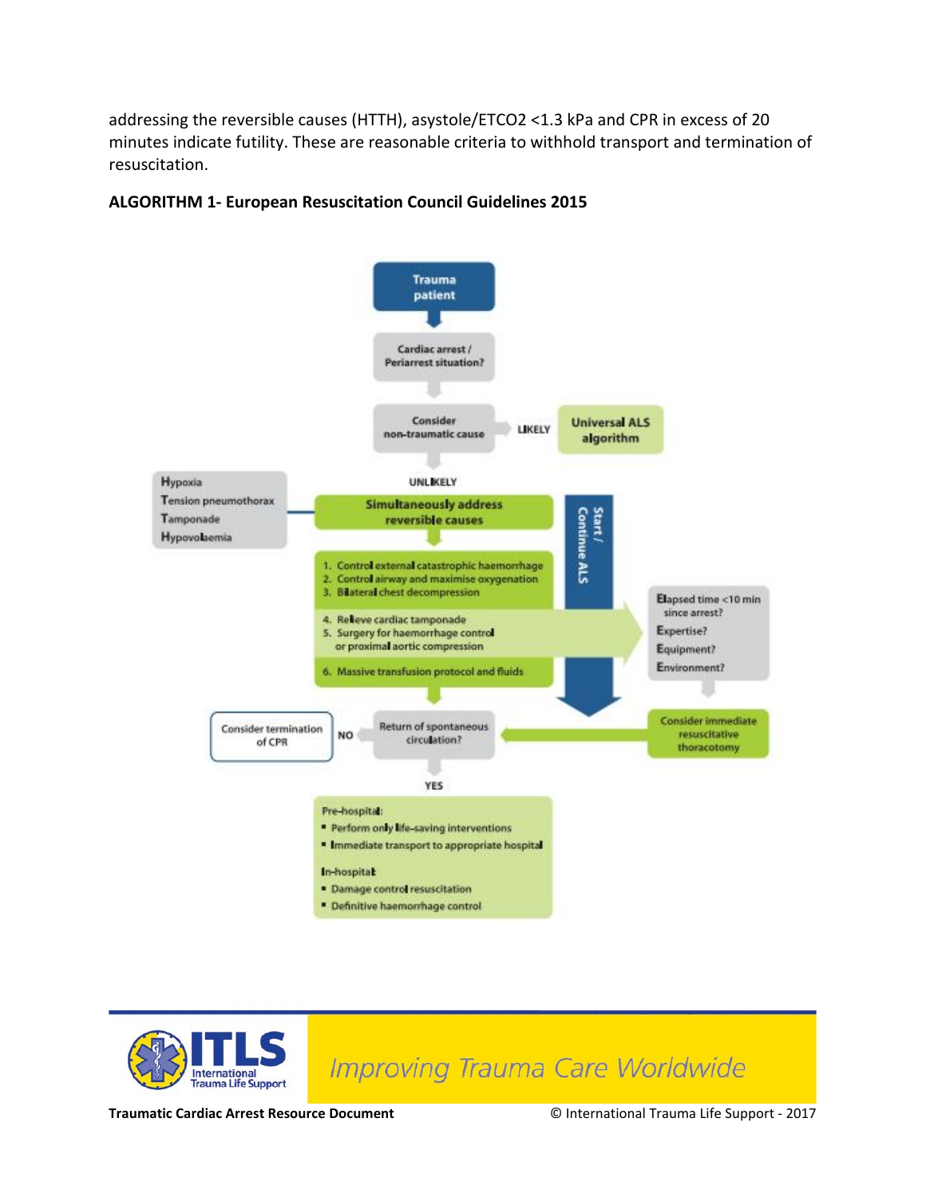addressing the reversible causes (HTTH), asystole/ETCO2 <1.3 kPa and CPR in excess of 20 minutes indicate futility. These are reasonable criteria to withhold transport and termination of resuscitation.

**ALGORITHM 1- European Resuscitation Council Guidelines 2015**

Trauma patient

Cardiac arrest / Periarrest situation?

Consider non-traumatic cause → LIKELY → Universal ALS algorithm

UNLIKELY

Hypoxia
Tension pneumothorax
Tamponade
Hypovolaemia

Simultaneously address reversible causes

Start / Continue ALS

1. Control external catastrophic haemorrhage
2. Control airway and maximise oxygenation
3. Bilateral chest decompression
4. Relieve cardiac tamponade
5. Surgery for haemorrhage control or proximal aortic compression
6. Massive transfusion protocol and fluids

Elapsed time <10 min since arrest?
Expertise?
Equipment?
Environment?

Consider immediate resuscitative thoracotomy

Return of spontaneous circulation? → NO → Consider termination of CPR

YES

Pre-hospital:
- Perform only life-saving interventions
- Immediate transport to appropriate hospital

In-hospital:
- Damage control resuscitation
- Definitive haemorrhage control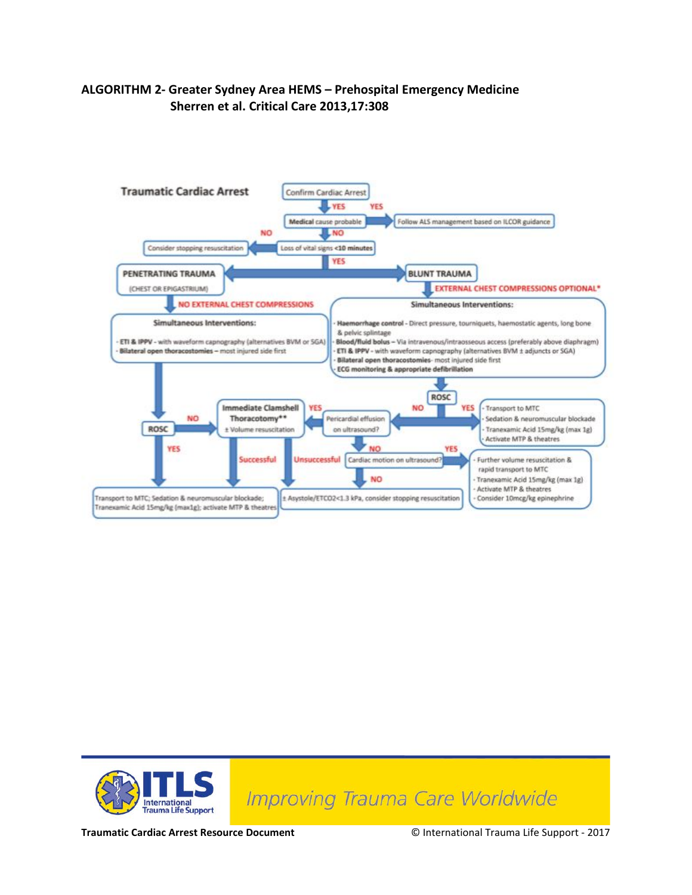**ALGORITHM 2- Greater Sydney Area HEMS – Prehospital Emergency Medicine**
**Sherren et al. Critical Care 2013,17:308**

**Traumatic Cardiac Arrest**

Confirm Cardiac Arrest

YES

Medical cause probable — YES → Follow ALS management based on ILCOR guidance

NO

Loss of vital signs <10 minutes — NO → Consider stopping resuscitation

YES

**PENETRATING TRAUMA** (CHEST OR EPIGASTRIUM)

NO EXTERNAL CHEST COMPRESSIONS

**Simultaneous Interventions:**

- **ETI & IPPV** - with waveform capnography (alternatives BVM or SGA)
- **Bilateral open thoracostomies** – most injured side first

ROSC — YES → Transport to MTC; Sedation & neuromuscular blockade; Tranexamic Acid 15mg/kg (max1g); activate MTP & theatres

ROSC — NO → Immediate Clamshell Thoracotomy** ± Volume resuscitation

- Successful → Transport to MTC; Sedation & neuromuscular blockade; Tranexamic Acid 15mg/kg (max1g); activate MTP & theatres
- Unsuccessful → ± Asystole/ETCO2<1.3 kPa, consider stopping resuscitation

**BLUNT TRAUMA**

EXTERNAL CHEST COMPRESSIONS OPTIONAL*

**Simultaneous Interventions:**

- **Haemorrhage control** - Direct pressure, tourniquets, haemostatic agents, long bone & pelvic splintage
- **Blood/fluid bolus** – Via intravenous/intraosseous access (preferably above diaphragm)
- **ETI & IPPV** - with waveform capnography (alternatives BVM ± adjuncts or SGA)
- **Bilateral open thoracostomies**- most injured side first
- **ECG monitoring & appropriate defibrillation**

ROSC — YES →

- Transport to MTC
- Sedation & neuromuscular blockade
- Tranexamic Acid 15mg/kg (max 1g)
- Activate MTP & theatres

ROSC — NO → Pericardial effusion on ultrasound?

- YES → Immediate Clamshell Thoracotomy** ± Volume resuscitation
- NO → Cardiac motion on ultrasound?
  - YES →
    - Further volume resuscitation & rapid transport to MTC
    - Tranexamic Acid 15mg/kg (max 1g)
    - Activate MTP & theatres
    - Consider 10mcg/kg epinephrine
  - NO → ± Asystole/ETCO2<1.3 kPa, consider stopping resuscitation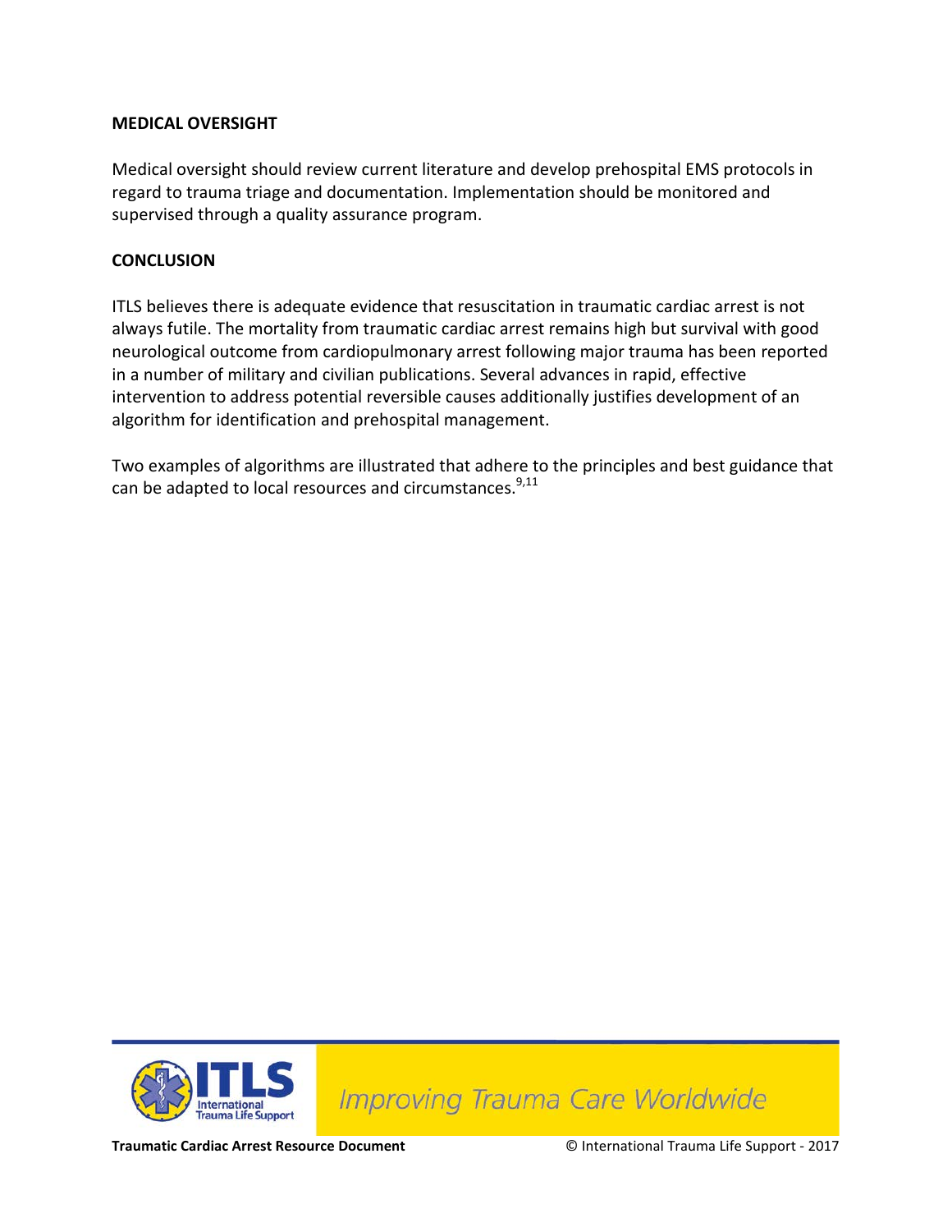## MEDICAL OVERSIGHT

Medical oversight should review current literature and develop prehospital EMS protocols in regard to trauma triage and documentation. Implementation should be monitored and supervised through a quality assurance program.

## CONCLUSION

ITLS believes there is adequate evidence that resuscitation in traumatic cardiac arrest is not always futile. The mortality from traumatic cardiac arrest remains high but survival with good neurological outcome from cardiopulmonary arrest following major trauma has been reported in a number of military and civilian publications. Several advances in rapid, effective intervention to address potential reversible causes additionally justifies development of an algorithm for identification and prehospital management.

Two examples of algorithms are illustrated that adhere to the principles and best guidance that can be adapted to local resources and circumstances.[9,11]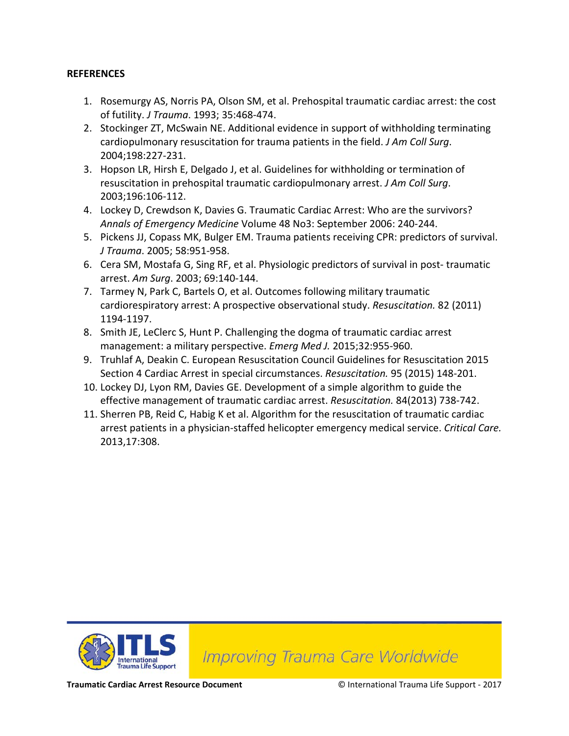**REFERENCES**

1. Rosemurgy AS, Norris PA, Olson SM, et al. Prehospital traumatic cardiac arrest: the cost of futility. *J Trauma*. 1993; 35:468-474.
2. Stockinger ZT, McSwain NE. Additional evidence in support of withholding terminating cardiopulmonary resuscitation for trauma patients in the field. *J Am Coll Surg*. 2004;198:227-231.
3. Hopson LR, Hirsh E, Delgado J, et al. Guidelines for withholding or termination of resuscitation in prehospital traumatic cardiopulmonary arrest. *J Am Coll Surg*. 2003;196:106-112.
4. Lockey D, Crewdson K, Davies G. Traumatic Cardiac Arrest: Who are the survivors? *Annals of Emergency Medicine* Volume 48 No3: September 2006: 240-244.
5. Pickens JJ, Copass MK, Bulger EM. Trauma patients receiving CPR: predictors of survival. *J Trauma*. 2005; 58:951-958.
6. Cera SM, Mostafa G, Sing RF, et al. Physiologic predictors of survival in post- traumatic arrest. *Am Surg*. 2003; 69:140-144.
7. Tarmey N, Park C, Bartels O, et al. Outcomes following military traumatic cardiorespiratory arrest: A prospective observational study. *Resuscitation.* 82 (2011) 1194-1197.
8. Smith JE, LeClerc S, Hunt P. Challenging the dogma of traumatic cardiac arrest management: a military perspective. *Emerg Med J.* 2015;32:955-960.
9. Truhlaf A, Deakin C. European Resuscitation Council Guidelines for Resuscitation 2015 Section 4 Cardiac Arrest in special circumstances. *Resuscitation.* 95 (2015) 148-201.
10. Lockey DJ, Lyon RM, Davies GE. Development of a simple algorithm to guide the effective management of traumatic cardiac arrest. *Resuscitation.* 84(2013) 738-742.
11. Sherren PB, Reid C, Habig K et al. Algorithm for the resuscitation of traumatic cardiac arrest patients in a physician-staffed helicopter emergency medical service. *Critical Care.* 2013,17:308.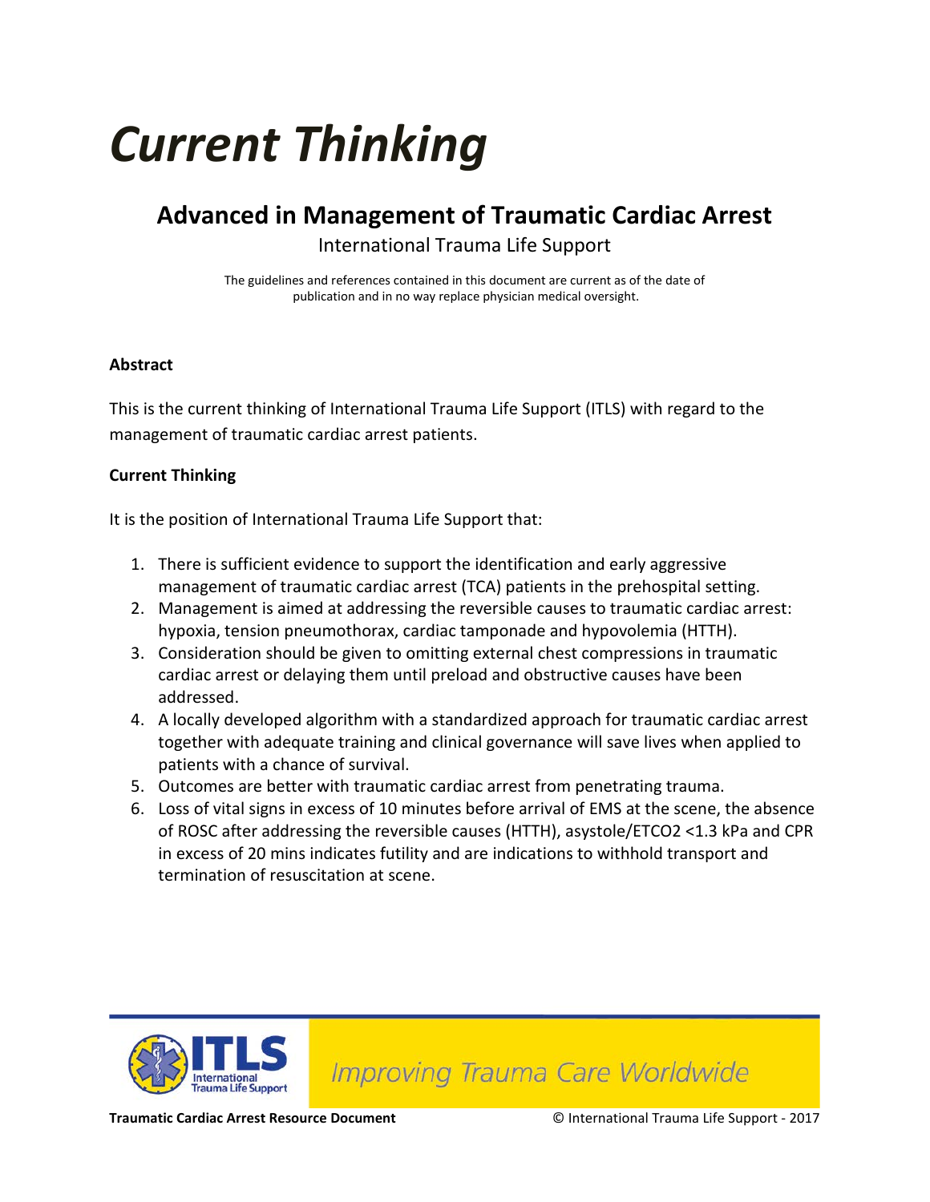# *Current Thinking*

## Advanced in Management of Traumatic Cardiac Arrest

International Trauma Life Support

The guidelines and references contained in this document are current as of the date of publication and in no way replace physician medical oversight.

**Abstract**

This is the current thinking of International Trauma Life Support (ITLS) with regard to the management of traumatic cardiac arrest patients.

**Current Thinking**

It is the position of International Trauma Life Support that:

1. There is sufficient evidence to support the identification and early aggressive management of traumatic cardiac arrest (TCA) patients in the prehospital setting.
2. Management is aimed at addressing the reversible causes to traumatic cardiac arrest: hypoxia, tension pneumothorax, cardiac tamponade and hypovolemia (HTTH).
3. Consideration should be given to omitting external chest compressions in traumatic cardiac arrest or delaying them until preload and obstructive causes have been addressed.
4. A locally developed algorithm with a standardized approach for traumatic cardiac arrest together with adequate training and clinical governance will save lives when applied to patients with a chance of survival.
5. Outcomes are better with traumatic cardiac arrest from penetrating trauma.
6. Loss of vital signs in excess of 10 minutes before arrival of EMS at the scene, the absence of ROSC after addressing the reversible causes (HTTH), asystole/ETCO2 <1.3 kPa and CPR in excess of 20 mins indicates futility and are indications to withhold transport and termination of resuscitation at scene.

ITLS International Trauma Life Support

Improving Trauma Care Worldwide